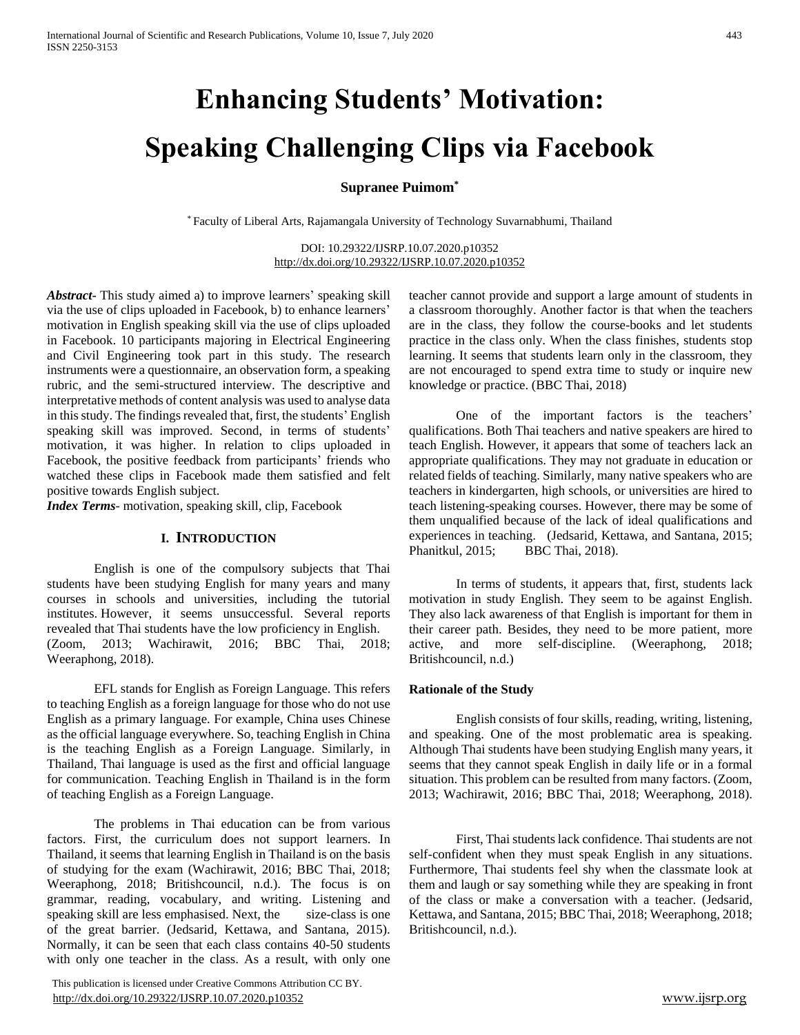# Enhancing Students' Motivation: Speaking Challenging Clips via Facebook

**Supranee Puimom***

* Faculty of Liberal Arts, Rajamangala University of Technology Suvarnabhumi, Thailand

DOI: 10.29322/IJSRP.10.07.2020.p10352
http://dx.doi.org/10.29322/IJSRP.10.07.2020.p10352

***Abstract*-** This study aimed a) to improve learners' speaking skill via the use of clips uploaded in Facebook, b) to enhance learners' motivation in English speaking skill via the use of clips uploaded in Facebook. 10 participants majoring in Electrical Engineering and Civil Engineering took part in this study. The research instruments were a questionnaire, an observation form, a speaking rubric, and the semi-structured interview. The descriptive and interpretative methods of content analysis was used to analyse data in this study. The findings revealed that, first, the students' English speaking skill was improved. Second, in terms of students' motivation, it was higher. In relation to clips uploaded in Facebook, the positive feedback from participants' friends who watched these clips in Facebook made them satisfied and felt positive towards English subject.

***Index Terms*-** motivation, speaking skill, clip, Facebook

## I. INTRODUCTION

English is one of the compulsory subjects that Thai students have been studying English for many years and many courses in schools and universities, including the tutorial institutes. However, it seems unsuccessful. Several reports revealed that Thai students have the low proficiency in English. (Zoom, 2013; Wachirawit, 2016; BBC Thai, 2018; Weeraphong, 2018).

EFL stands for English as Foreign Language. This refers to teaching English as a foreign language for those who do not use English as a primary language. For example, China uses Chinese as the official language everywhere. So, teaching English in China is the teaching English as a Foreign Language. Similarly, in Thailand, Thai language is used as the first and official language for communication. Teaching English in Thailand is in the form of teaching English as a Foreign Language.

The problems in Thai education can be from various factors. First, the curriculum does not support learners. In Thailand, it seems that learning English in Thailand is on the basis of studying for the exam (Wachirawit, 2016; BBC Thai, 2018; Weeraphong, 2018; Britishcouncil, n.d.). The focus is on grammar, reading, vocabulary, and writing. Listening and speaking skill are less emphasised. Next, the size-class is one of the great barrier. (Jedsarid, Kettawa, and Santana, 2015). Normally, it can be seen that each class contains 40-50 students with only one teacher in the class. As a result, with only one teacher cannot provide and support a large amount of students in a classroom thoroughly. Another factor is that when the teachers are in the class, they follow the course-books and let students practice in the class only. When the class finishes, students stop learning. It seems that students learn only in the classroom, they are not encouraged to spend extra time to study or inquire new knowledge or practice. (BBC Thai, 2018)

One of the important factors is the teachers' qualifications. Both Thai teachers and native speakers are hired to teach English. However, it appears that some of teachers lack an appropriate qualifications. They may not graduate in education or related fields of teaching. Similarly, many native speakers who are teachers in kindergarten, high schools, or universities are hired to teach listening-speaking courses. However, there may be some of them unqualified because of the lack of ideal qualifications and experiences in teaching. (Jedsarid, Kettawa, and Santana, 2015; Phanitkul, 2015; BBC Thai, 2018).

In terms of students, it appears that, first, students lack motivation in study English. They seem to be against English. They also lack awareness of that English is important for them in their career path. Besides, they need to be more patient, more active, and more self-discipline. (Weeraphong, 2018; Britishcouncil, n.d.)

### Rationale of the Study

English consists of four skills, reading, writing, listening, and speaking. One of the most problematic area is speaking. Although Thai students have been studying English many years, it seems that they cannot speak English in daily life or in a formal situation. This problem can be resulted from many factors. (Zoom, 2013; Wachirawit, 2016; BBC Thai, 2018; Weeraphong, 2018).

First, Thai students lack confidence. Thai students are not self-confident when they must speak English in any situations. Furthermore, Thai students feel shy when the classmate look at them and laugh or say something while they are speaking in front of the class or make a conversation with a teacher. (Jedsarid, Kettawa, and Santana, 2015; BBC Thai, 2018; Weeraphong, 2018; Britishcouncil, n.d.).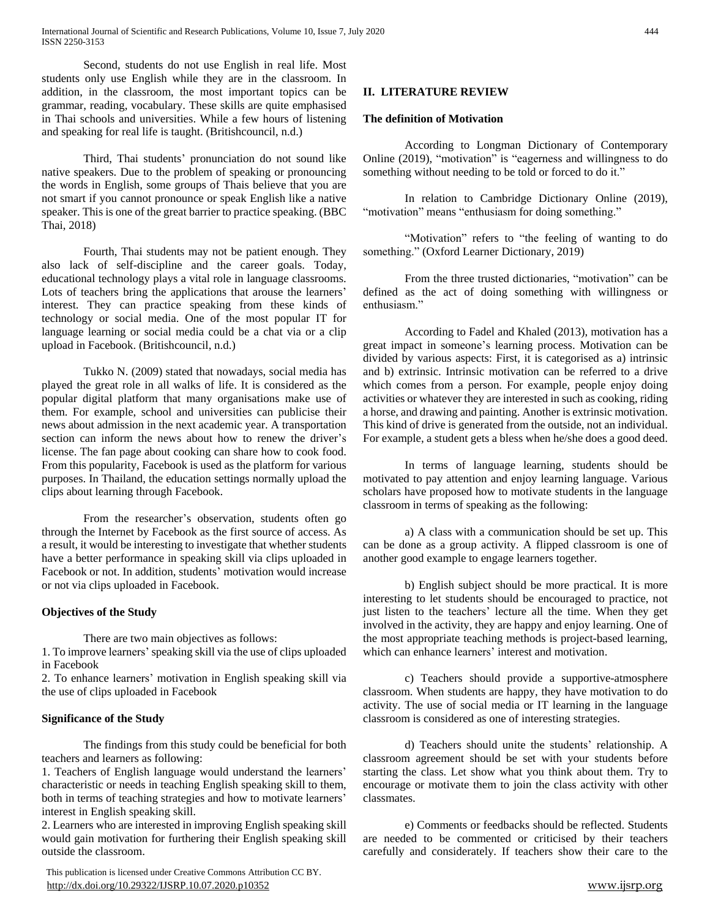Second, students do not use English in real life. Most students only use English while they are in the classroom. In addition, in the classroom, the most important topics can be grammar, reading, vocabulary. These skills are quite emphasised in Thai schools and universities. While a few hours of listening and speaking for real life is taught. (Britishcouncil, n.d.)

Third, Thai students' pronunciation do not sound like native speakers. Due to the problem of speaking or pronouncing the words in English, some groups of Thais believe that you are not smart if you cannot pronounce or speak English like a native speaker. This is one of the great barrier to practice speaking. (BBC Thai, 2018)

Fourth, Thai students may not be patient enough. They also lack of self-discipline and the career goals. Today, educational technology plays a vital role in language classrooms. Lots of teachers bring the applications that arouse the learners' interest. They can practice speaking from these kinds of technology or social media. One of the most popular IT for language learning or social media could be a chat via or a clip upload in Facebook. (Britishcouncil, n.d.)

Tukko N. (2009) stated that nowadays, social media has played the great role in all walks of life. It is considered as the popular digital platform that many organisations make use of them. For example, school and universities can publicise their news about admission in the next academic year. A transportation section can inform the news about how to renew the driver's license. The fan page about cooking can share how to cook food. From this popularity, Facebook is used as the platform for various purposes. In Thailand, the education settings normally upload the clips about learning through Facebook.

From the researcher's observation, students often go through the Internet by Facebook as the first source of access. As a result, it would be interesting to investigate that whether students have a better performance in speaking skill via clips uploaded in Facebook or not. In addition, students' motivation would increase or not via clips uploaded in Facebook.

### Objectives of the Study

There are two main objectives as follows:

1. To improve learners' speaking skill via the use of clips uploaded in Facebook
2. To enhance learners' motivation in English speaking skill via the use of clips uploaded in Facebook

### Significance of the Study

The findings from this study could be beneficial for both teachers and learners as following:

1. Teachers of English language would understand the learners' characteristic or needs in teaching English speaking skill to them, both in terms of teaching strategies and how to motivate learners' interest in English speaking skill.
2. Learners who are interested in improving English speaking skill would gain motivation for furthering their English speaking skill outside the classroom.

## II. LITERATURE REVIEW

### The definition of Motivation

According to Longman Dictionary of Contemporary Online (2019), "motivation" is "eagerness and willingness to do something without needing to be told or forced to do it."

In relation to Cambridge Dictionary Online (2019), "motivation" means "enthusiasm for doing something."

"Motivation" refers to "the feeling of wanting to do something." (Oxford Learner Dictionary, 2019)

From the three trusted dictionaries, "motivation" can be defined as the act of doing something with willingness or enthusiasm."

According to Fadel and Khaled (2013), motivation has a great impact in someone's learning process. Motivation can be divided by various aspects: First, it is categorised as a) intrinsic and b) extrinsic. Intrinsic motivation can be referred to a drive which comes from a person. For example, people enjoy doing activities or whatever they are interested in such as cooking, riding a horse, and drawing and painting. Another is extrinsic motivation. This kind of drive is generated from the outside, not an individual. For example, a student gets a bless when he/she does a good deed.

In terms of language learning, students should be motivated to pay attention and enjoy learning language. Various scholars have proposed how to motivate students in the language classroom in terms of speaking as the following:

a) A class with a communication should be set up. This can be done as a group activity. A flipped classroom is one of another good example to engage learners together.

b) English subject should be more practical. It is more interesting to let students should be encouraged to practice, not just listen to the teachers' lecture all the time. When they get involved in the activity, they are happy and enjoy learning. One of the most appropriate teaching methods is project-based learning, which can enhance learners' interest and motivation.

c) Teachers should provide a supportive-atmosphere classroom. When students are happy, they have motivation to do activity. The use of social media or IT learning in the language classroom is considered as one of interesting strategies.

d) Teachers should unite the students' relationship. A classroom agreement should be set with your students before starting the class. Let show what you think about them. Try to encourage or motivate them to join the class activity with other classmates.

e) Comments or feedbacks should be reflected. Students are needed to be commented or criticised by their teachers carefully and considerately. If teachers show their care to the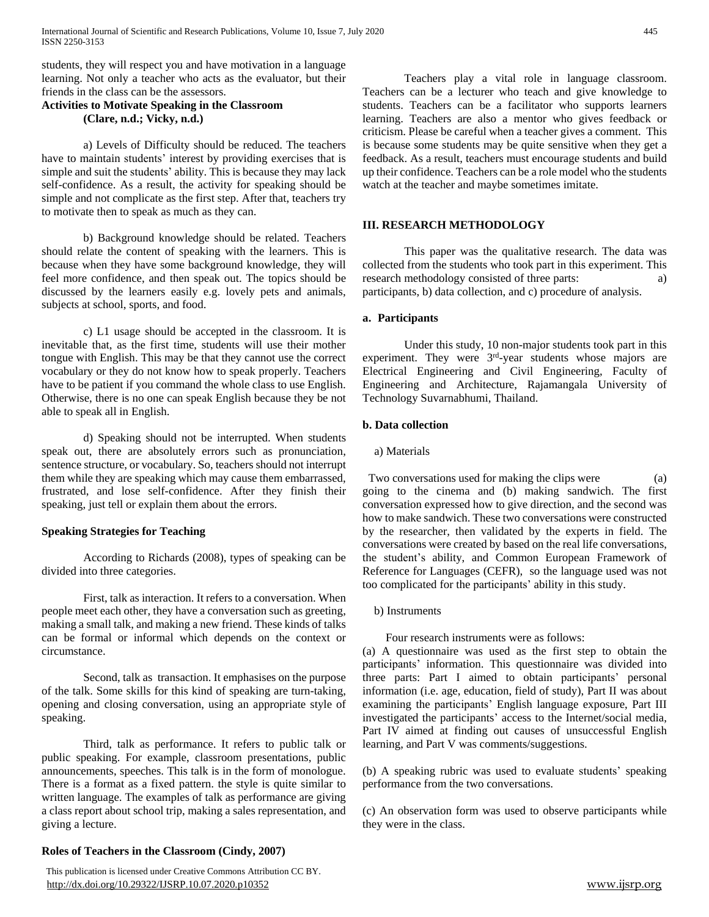students, they will respect you and have motivation in a language learning. Not only a teacher who acts as the evaluator, but their friends in the class can be the assessors.

**Activities to Motivate Speaking in the Classroom (Clare, n.d.; Vicky, n.d.)**

a) Levels of Difficulty should be reduced. The teachers have to maintain students' interest by providing exercises that is simple and suit the students' ability. This is because they may lack self-confidence. As a result, the activity for speaking should be simple and not complicate as the first step. After that, teachers try to motivate then to speak as much as they can.

b) Background knowledge should be related. Teachers should relate the content of speaking with the learners. This is because when they have some background knowledge, they will feel more confidence, and then speak out. The topics should be discussed by the learners easily e.g. lovely pets and animals, subjects at school, sports, and food.

c) L1 usage should be accepted in the classroom. It is inevitable that, as the first time, students will use their mother tongue with English. This may be that they cannot use the correct vocabulary or they do not know how to speak properly. Teachers have to be patient if you command the whole class to use English. Otherwise, there is no one can speak English because they be not able to speak all in English.

d) Speaking should not be interrupted. When students speak out, there are absolutely errors such as pronunciation, sentence structure, or vocabulary. So, teachers should not interrupt them while they are speaking which may cause them embarrassed, frustrated, and lose self-confidence. After they finish their speaking, just tell or explain them about the errors.

**Speaking Strategies for Teaching**

According to Richards (2008), types of speaking can be divided into three categories.

First, talk as interaction. It refers to a conversation. When people meet each other, they have a conversation such as greeting, making a small talk, and making a new friend. These kinds of talks can be formal or informal which depends on the context or circumstance.

Second, talk as transaction. It emphasises on the purpose of the talk. Some skills for this kind of speaking are turn-taking, opening and closing conversation, using an appropriate style of speaking.

Third, talk as performance. It refers to public talk or public speaking. For example, classroom presentations, public announcements, speeches. This talk is in the form of monologue. There is a format as a fixed pattern. the style is quite similar to written language. The examples of talk as performance are giving a class report about school trip, making a sales representation, and giving a lecture.

**Roles of Teachers in the Classroom (Cindy, 2007)**

Teachers play a vital role in language classroom. Teachers can be a lecturer who teach and give knowledge to students. Teachers can be a facilitator who supports learners learning. Teachers are also a mentor who gives feedback or criticism. Please be careful when a teacher gives a comment. This is because some students may be quite sensitive when they get a feedback. As a result, teachers must encourage students and build up their confidence. Teachers can be a role model who the students watch at the teacher and maybe sometimes imitate.

## III. RESEARCH METHODOLOGY

This paper was the qualitative research. The data was collected from the students who took part in this experiment. This research methodology consisted of three parts: a) participants, b) data collection, and c) procedure of analysis.

### a. Participants

Under this study, 10 non-major students took part in this experiment. They were 3rd-year students whose majors are Electrical Engineering and Civil Engineering, Faculty of Engineering and Architecture, Rajamangala University of Technology Suvarnabhumi, Thailand.

### b. Data collection

a) Materials

Two conversations used for making the clips were (a) going to the cinema and (b) making sandwich. The first conversation expressed how to give direction, and the second was how to make sandwich. These two conversations were constructed by the researcher, then validated by the experts in field. The conversations were created by based on the real life conversations, the student's ability, and Common European Framework of Reference for Languages (CEFR), so the language used was not too complicated for the participants' ability in this study.

b) Instruments

Four research instruments were as follows:

(a) A questionnaire was used as the first step to obtain the participants' information. This questionnaire was divided into three parts: Part I aimed to obtain participants' personal information (i.e. age, education, field of study), Part II was about examining the participants' English language exposure, Part III investigated the participants' access to the Internet/social media, Part IV aimed at finding out causes of unsuccessful English learning, and Part V was comments/suggestions.

(b) A speaking rubric was used to evaluate students' speaking performance from the two conversations.

(c) An observation form was used to observe participants while they were in the class.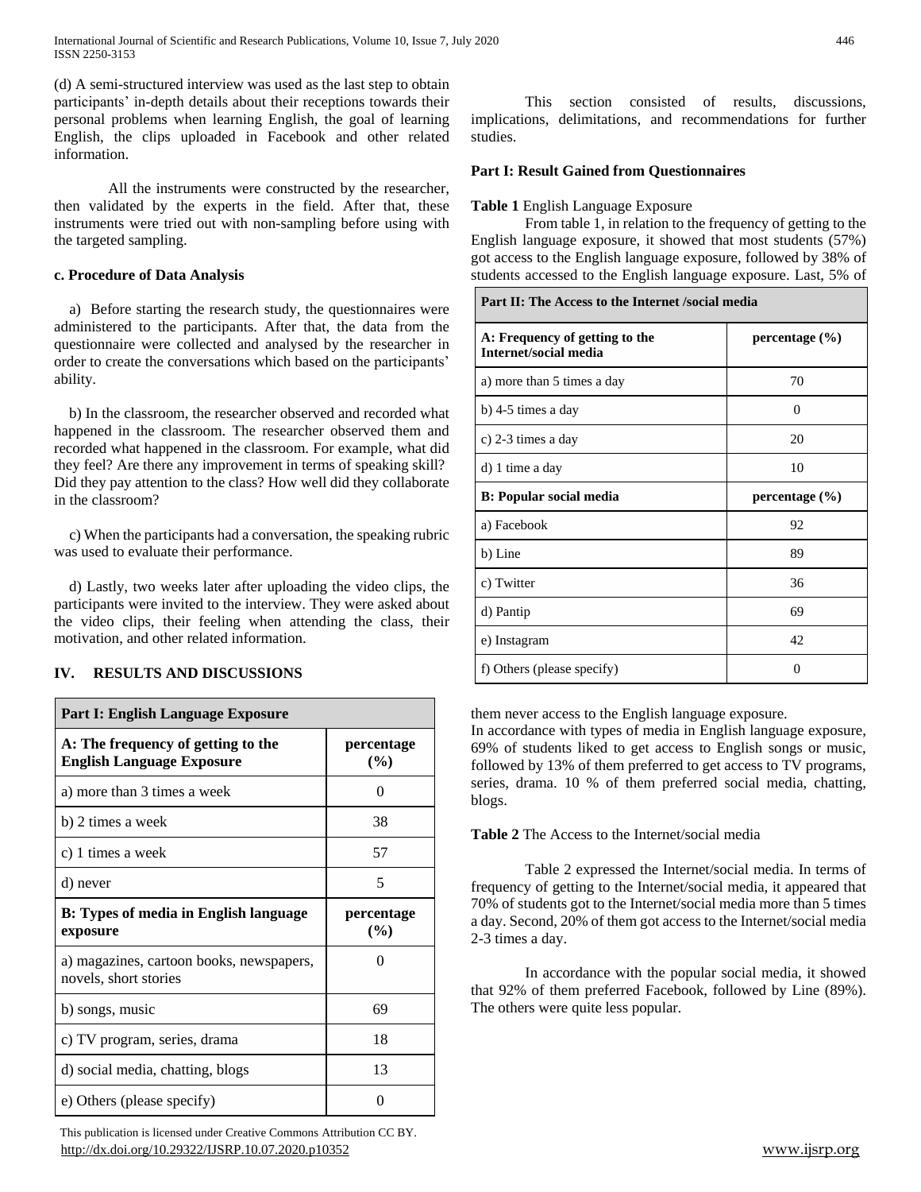(d) A semi-structured interview was used as the last step to obtain participants' in-depth details about their receptions towards their personal problems when learning English, the goal of learning English, the clips uploaded in Facebook and other related information.

All the instruments were constructed by the researcher, then validated by the experts in the field. After that, these instruments were tried out with non-sampling before using with the targeted sampling.

**c. Procedure of Data Analysis**

a) Before starting the research study, the questionnaires were administered to the participants. After that, the data from the questionnaire were collected and analysed by the researcher in order to create the conversations which based on the participants' ability.

b) In the classroom, the researcher observed and recorded what happened in the classroom. The researcher observed them and recorded what happened in the classroom. For example, what did they feel? Are there any improvement in terms of speaking skill? Did they pay attention to the class? How well did they collaborate in the classroom?

c) When the participants had a conversation, the speaking rubric was used to evaluate their performance.

d) Lastly, two weeks later after uploading the video clips, the participants were invited to the interview. They were asked about the video clips, their feeling when attending the class, their motivation, and other related information.

## IV. RESULTS AND DISCUSSIONS

| **Part I: English Language Exposure** | |
|---|---|
| **A: The frequency of getting to the English Language Exposure** | **percentage (%)** |
| a) more than 3 times a week | 0 |
| b) 2 times a week | 38 |
| c) 1 times a week | 57 |
| d) never | 5 |
| **B: Types of media in English language exposure** | **percentage (%)** |
| a) magazines, cartoon books, newspapers, novels, short stories | 0 |
| b) songs, music | 69 |
| c) TV program, series, drama | 18 |
| d) social media, chatting, blogs | 13 |
| e) Others (please specify) | 0 |

This section consisted of results, discussions, implications, delimitations, and recommendations for further studies.

**Part I: Result Gained from Questionnaires**

**Table 1** English Language Exposure

From table 1, in relation to the frequency of getting to the English language exposure, it showed that most students (57%) got access to the English language exposure, followed by 38% of students accessed to the English language exposure. Last, 5% of them never access to the English language exposure.

In accordance with types of media in English language exposure, 69% of students liked to get access to English songs or music, followed by 13% of them preferred to get access to TV programs, series, drama. 10 % of them preferred social media, chatting, blogs.

| **Part II: The Access to the Internet /social media** | |
|---|---|
| **A: Frequency of getting to the Internet/social media** | **percentage (%)** |
| a) more than 5 times a day | 70 |
| b) 4-5 times a day | 0 |
| c) 2-3 times a day | 20 |
| d) 1 time a day | 10 |
| **B: Popular social media** | **percentage (%)** |
| a) Facebook | 92 |
| b) Line | 89 |
| c) Twitter | 36 |
| d) Pantip | 69 |
| e) Instagram | 42 |
| f) Others (please specify) | 0 |

**Table 2** The Access to the Internet/social media

Table 2 expressed the Internet/social media. In terms of frequency of getting to the Internet/social media, it appeared that 70% of students got to the Internet/social media more than 5 times a day. Second, 20% of them got access to the Internet/social media 2-3 times a day.

In accordance with the popular social media, it showed that 92% of them preferred Facebook, followed by Line (89%). The others were quite less popular.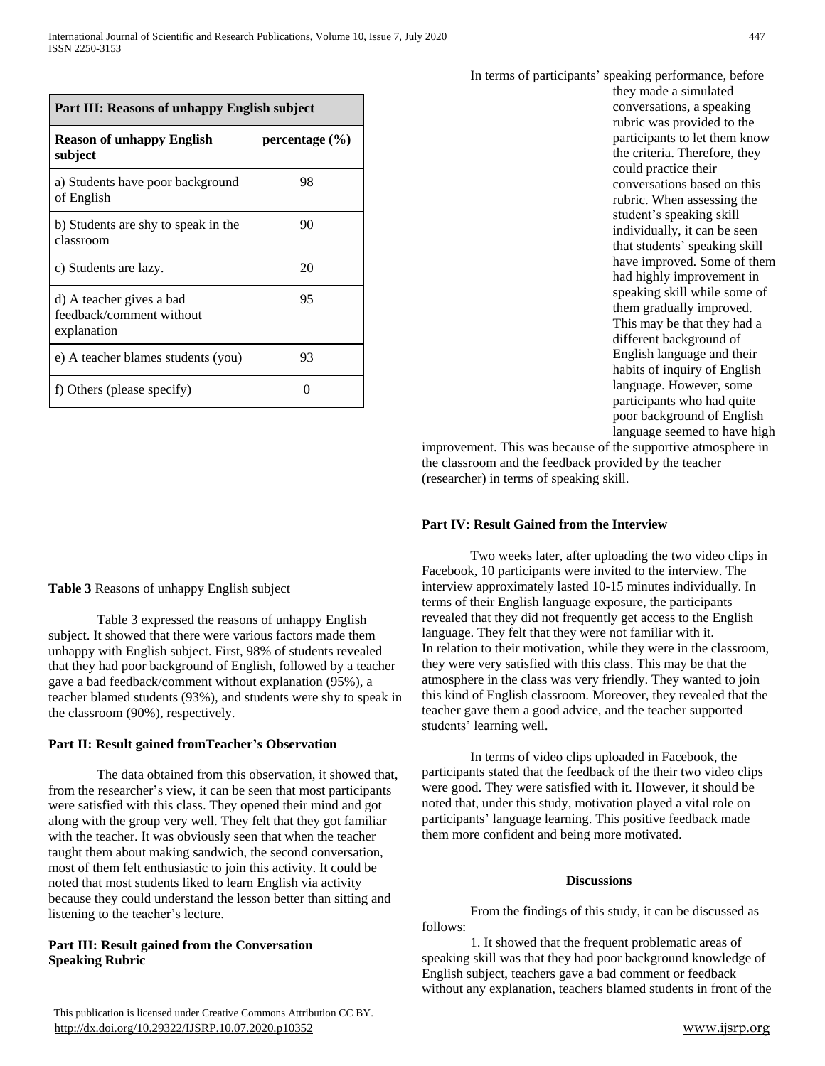| Part III: Reasons of unhappy English subject | |
|---|---|
| **Reason of unhappy English subject** | **percentage (%)** |
| a) Students have poor background of English | 98 |
| b) Students are shy to speak in the classroom | 90 |
| c) Students are lazy. | 20 |
| d) A teacher gives a bad feedback/comment without explanation | 95 |
| e) A teacher blames students (you) | 93 |
| f) Others (please specify) | 0 |

**Table 3** Reasons of unhappy English subject

Table 3 expressed the reasons of unhappy English subject. It showed that there were various factors made them unhappy with English subject. First, 98% of students revealed that they had poor background of English, followed by a teacher gave a bad feedback/comment without explanation (95%), a teacher blamed students (93%), and students were shy to speak in the classroom (90%), respectively.

**Part II: Result gained fromTeacher's Observation**

The data obtained from this observation, it showed that, from the researcher's view, it can be seen that most participants were satisfied with this class. They opened their mind and got along with the group very well. They felt that they got familiar with the teacher. It was obviously seen that when the teacher taught them about making sandwich, the second conversation, most of them felt enthusiastic to join this activity. It could be noted that most students liked to learn English via activity because they could understand the lesson better than sitting and listening to the teacher's lecture.

**Part III: Result gained from the Conversation Speaking Rubric**

In terms of participants' speaking performance, before they made a simulated conversations, a speaking rubric was provided to the participants to let them know the criteria. Therefore, they could practice their conversations based on this rubric. When assessing the student's speaking skill individually, it can be seen that students' speaking skill have improved. Some of them had highly improvement in speaking skill while some of them gradually improved. This may be that they had a different background of English language and their habits of inquiry of English language. However, some participants who had quite poor background of English language seemed to have high improvement. This was because of the supportive atmosphere in the classroom and the feedback provided by the teacher (researcher) in terms of speaking skill.

**Part IV: Result Gained from the Interview**

Two weeks later, after uploading the two video clips in Facebook, 10 participants were invited to the interview. The interview approximately lasted 10-15 minutes individually. In terms of their English language exposure, the participants revealed that they did not frequently get access to the English language. They felt that they were not familiar with it.
In relation to their motivation, while they were in the classroom, they were very satisfied with this class. This may be that the atmosphere in the class was very friendly. They wanted to join this kind of English classroom. Moreover, they revealed that the teacher gave them a good advice, and the teacher supported students' learning well.

In terms of video clips uploaded in Facebook, the participants stated that the feedback of the their two video clips were good. They were satisfied with it. However, it should be noted that, under this study, motivation played a vital role on participants' language learning. This positive feedback made them more confident and being more motivated.

**Discussions**

From the findings of this study, it can be discussed as follows:

1. It showed that the frequent problematic areas of speaking skill was that they had poor background knowledge of English subject, teachers gave a bad comment or feedback without any explanation, teachers blamed students in front of the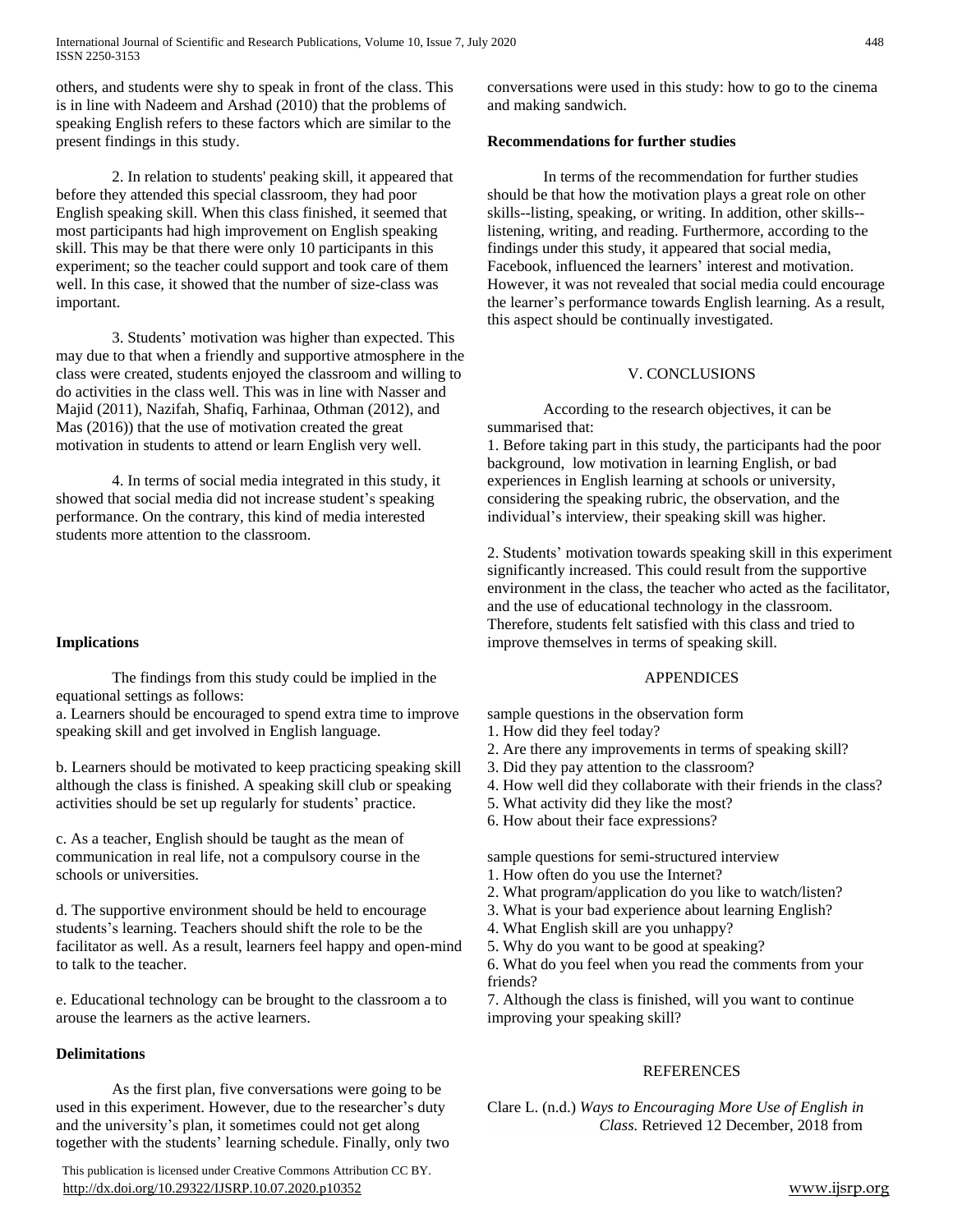others, and students were shy to speak in front of the class. This is in line with Nadeem and Arshad (2010) that the problems of speaking English refers to these factors which are similar to the present findings in this study.

2. In relation to students' peaking skill, it appeared that before they attended this special classroom, they had poor English speaking skill. When this class finished, it seemed that most participants had high improvement on English speaking skill. This may be that there were only 10 participants in this experiment; so the teacher could support and took care of them well. In this case, it showed that the number of size-class was important.

3. Students' motivation was higher than expected. This may due to that when a friendly and supportive atmosphere in the class were created, students enjoyed the classroom and willing to do activities in the class well. This was in line with Nasser and Majid (2011), Nazifah, Shafiq, Farhinaa, Othman (2012), and Mas (2016)) that the use of motivation created the great motivation in students to attend or learn English very well.

4. In terms of social media integrated in this study, it showed that social media did not increase student's speaking performance. On the contrary, this kind of media interested students more attention to the classroom.

**Implications**

The findings from this study could be implied in the equational settings as follows:

a. Learners should be encouraged to spend extra time to improve speaking skill and get involved in English language.

b. Learners should be motivated to keep practicing speaking skill although the class is finished. A speaking skill club or speaking activities should be set up regularly for students' practice.

c. As a teacher, English should be taught as the mean of communication in real life, not a compulsory course in the schools or universities.

d. The supportive environment should be held to encourage students's learning. Teachers should shift the role to be the facilitator as well. As a result, learners feel happy and open-mind to talk to the teacher.

e. Educational technology can be brought to the classroom a to arouse the learners as the active learners.

**Delimitations**

As the first plan, five conversations were going to be used in this experiment. However, due to the researcher's duty and the university's plan, it sometimes could not get along together with the students' learning schedule. Finally, only two conversations were used in this study: how to go to the cinema and making sandwich.

**Recommendations for further studies**

In terms of the recommendation for further studies should be that how the motivation plays a great role on other skills--listing, speaking, or writing. In addition, other skills--listening, writing, and reading. Furthermore, according to the findings under this study, it appeared that social media, Facebook, influenced the learners' interest and motivation. However, it was not revealed that social media could encourage the learner's performance towards English learning. As a result, this aspect should be continually investigated.

## V. CONCLUSIONS

According to the research objectives, it can be summarised that:

1. Before taking part in this study, the participants had the poor background, low motivation in learning English, or bad experiences in English learning at schools or university, considering the speaking rubric, the observation, and the individual's interview, their speaking skill was higher.

2. Students' motivation towards speaking skill in this experiment significantly increased. This could result from the supportive environment in the class, the teacher who acted as the facilitator, and the use of educational technology in the classroom. Therefore, students felt satisfied with this class and tried to improve themselves in terms of speaking skill.

## APPENDICES

sample questions in the observation form

1. How did they feel today?
2. Are there any improvements in terms of speaking skill?
3. Did they pay attention to the classroom?
4. How well did they collaborate with their friends in the class?
5. What activity did they like the most?
6. How about their face expressions?

sample questions for semi-structured interview

1. How often do you use the Internet?
2. What program/application do you like to watch/listen?
3. What is your bad experience about learning English?
4. What English skill are you unhappy?
5. Why do you want to be good at speaking?
6. What do you feel when you read the comments from your friends?
7. Although the class is finished, will you want to continue improving your speaking skill?

## REFERENCES

Clare L. (n.d.) *Ways to Encouraging More Use of English in Class.* Retrieved 12 December, 2018 from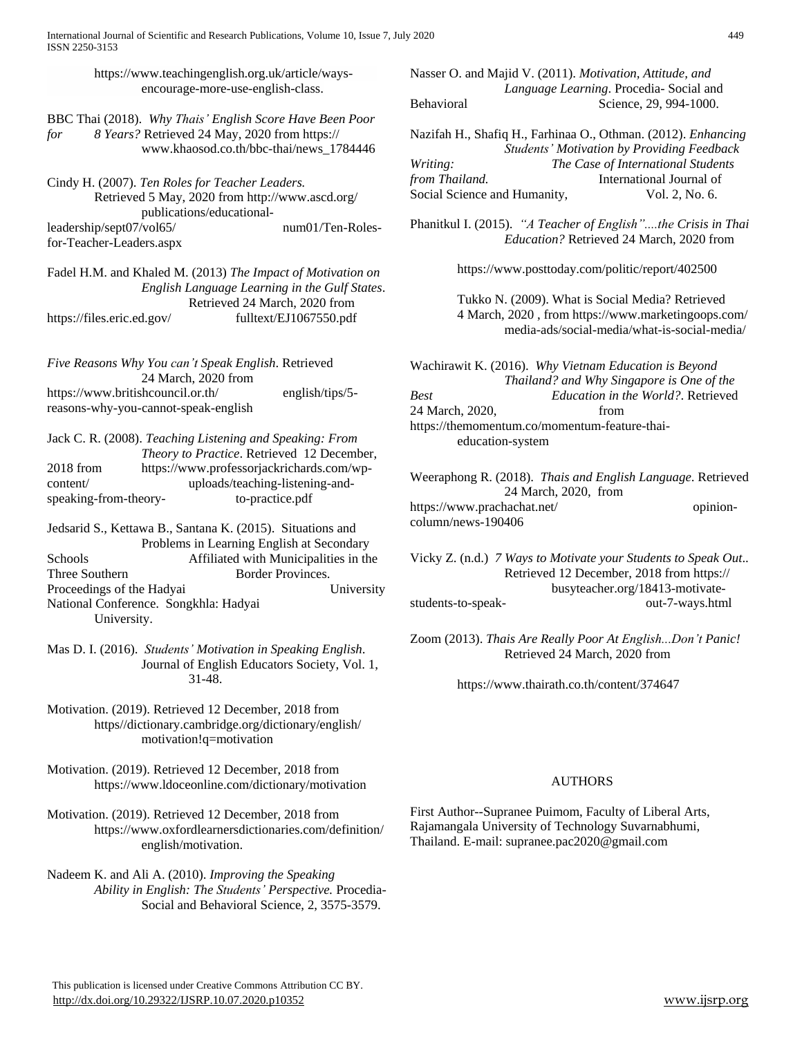https://www.teachingenglish.org.uk/article/ways-encourage-more-use-english-class.

BBC Thai (2018). *Why Thais' English Score Have Been Poor for 8 Years?* Retrieved 24 May, 2020 from https://www.khaosod.co.th/bbc-thai/news_1784446

Cindy H. (2007). *Ten Roles for Teacher Leaders.* Retrieved 5 May, 2020 from http://www.ascd.org/publications/educational-leadership/sept07/vol65/num01/Ten-Roles-for-Teacher-Leaders.aspx

Fadel H.M. and Khaled M. (2013) *The Impact of Motivation on English Language Learning in the Gulf States*. Retrieved 24 March, 2020 from https://files.eric.ed.gov/fulltext/EJ1067550.pdf

*Five Reasons Why You can't Speak English*. Retrieved 24 March, 2020 from https://www.britishcouncil.or.th/english/tips/5-reasons-why-you-cannot-speak-english

Jack C. R. (2008). *Teaching Listening and Speaking: From Theory to Practice*. Retrieved 12 December, 2018 from https://www.professorjackrichards.com/wp-content/uploads/teaching-listening-and-speaking-from-theory-to-practice.pdf

Jedsarid S., Kettawa B., Santana K. (2015). Situations and Problems in Learning English at Secondary Schools Affiliated with Municipalities in the Three Southern Border Provinces. Proceedings of the Hadyai University National Conference. Songkhla: Hadyai University.

Mas D. I. (2016). *Students' Motivation in Speaking English*. Journal of English Educators Society, Vol. 1, 31-48.

Motivation. (2019). Retrieved 12 December, 2018 from https//dictionary.cambridge.org/dictionary/english/motivation!q=motivation

Motivation. (2019). Retrieved 12 December, 2018 from https://www.ldoceonline.com/dictionary/motivation

Motivation. (2019). Retrieved 12 December, 2018 from https://www.oxfordlearnersdictionaries.com/definition/english/motivation.

Nadeem K. and Ali A. (2010). *Improving the Speaking Ability in English: The Students' Perspective.* Procedia-Social and Behavioral Science, 2, 3575-3579.

Nasser O. and Majid V. (2011). *Motivation, Attitude, and Language Learning*. Procedia- Social and Behavioral Science, 29, 994-1000.

Nazifah H., Shafiq H., Farhinaa O., Othman. (2012). *Enhancing Students' Motivation by Providing Feedback Writing: The Case of International Students from Thailand.* International Journal of Social Science and Humanity, Vol. 2, No. 6.

Phanitkul I. (2015). *"A Teacher of English"....the Crisis in Thai Education?* Retrieved 24 March, 2020 from

https://www.posttoday.com/politic/report/402500

Tukko N. (2009). What is Social Media? Retrieved 4 March, 2020 , from https://www.marketingoops.com/media-ads/social-media/what-is-social-media/

Wachirawit K. (2016). *Why Vietnam Education is Beyond Thailand? and Why Singapore is One of the Best Education in the World?*. Retrieved 24 March, 2020, from https://themomentum.co/momentum-feature-thai-education-system

Weeraphong R. (2018). *Thais and English Language*. Retrieved 24 March, 2020, from https://www.prachachat.net/opinion-column/news-190406

Vicky Z. (n.d.) *7 Ways to Motivate your Students to Speak Out*.. Retrieved 12 December, 2018 from https://busyteacher.org/18413-motivate-students-to-speak-out-7-ways.html

Zoom (2013). *Thais Are Really Poor At English...Don't Panic!* Retrieved 24 March, 2020 from

https://www.thairath.co.th/content/374647

## AUTHORS

First Author--Supranee Puimom, Faculty of Liberal Arts, Rajamangala University of Technology Suvarnabhumi, Thailand. E-mail: supranee.pac2020@gmail.com